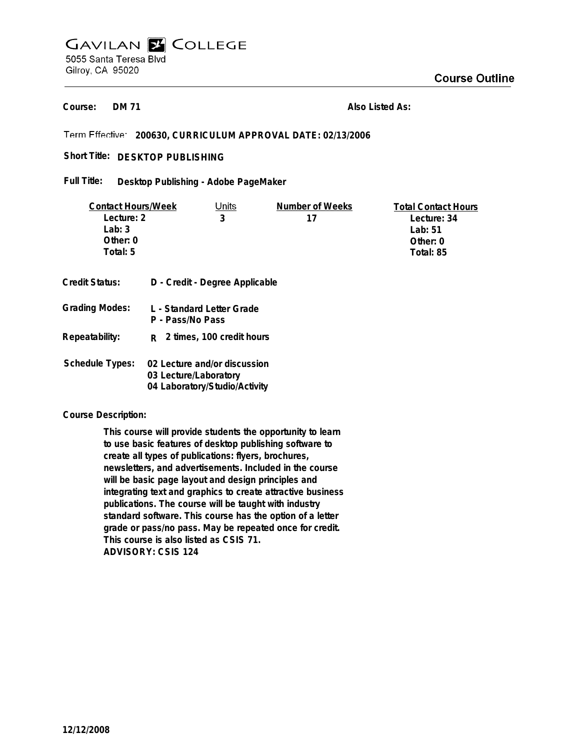# GAVILAN COLLEGE

5055 Santa Teresa Blvd
Gilroy, CA 95020

## Course Outline

**Course:** DM 71

**Also Listed As:**

**Term Effective:** 200630, CURRICULUM APPROVAL DATE: 02/13/2006

**Short Title:** DESKTOP PUBLISHING

**Full Title:** Desktop Publishing - Adobe PageMaker

| Contact Hours/Week | Units | Number of Weeks | Total Contact Hours |
|---|---|---|---|
| Lecture: 2 | 3 | 17 | Lecture: 34 |
| Lab: 3 | | | Lab: 51 |
| Other: 0 | | | Other: 0 |
| Total: 5 | | | Total: 85 |

**Credit Status:** D - Credit - Degree Applicable

**Grading Modes:** L - Standard Letter Grade
P - Pass/No Pass

**Repeatability:** R 2 times, 100 credit hours

**Schedule Types:** 02 Lecture and/or discussion
03 Lecture/Laboratory
04 Laboratory/Studio/Activity

**Course Description:**

This course will provide students the opportunity to learn to use basic features of desktop publishing software to create all types of publications: flyers, brochures, newsletters, and advertisements. Included in the course will be basic page layout and design principles and integrating text and graphics to create attractive business publications. The course will be taught with industry standard software. This course has the option of a letter grade or pass/no pass. May be repeated once for credit. This course is also listed as CSIS 71.
ADVISORY: CSIS 124

12/12/2008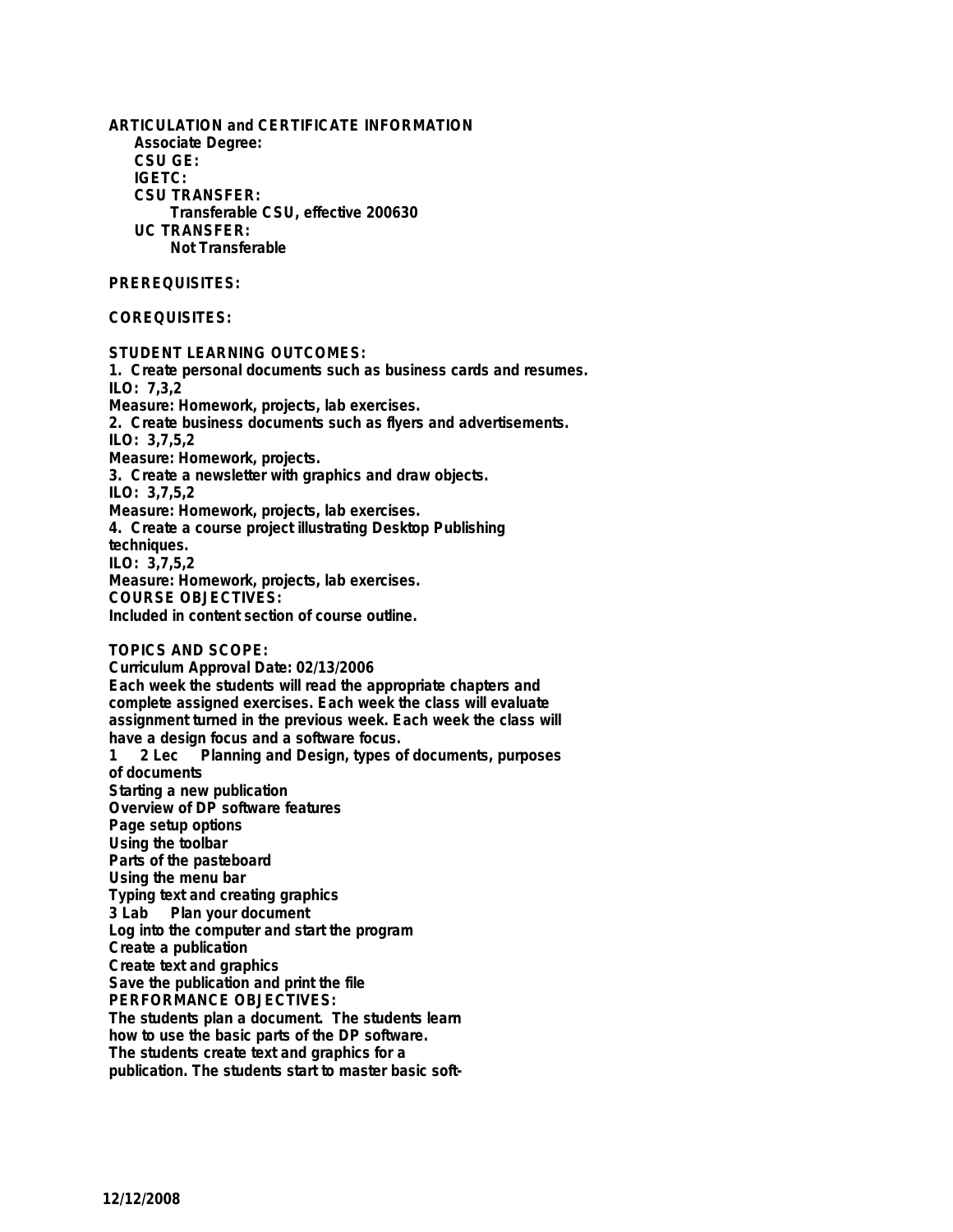**ARTICULATION and CERTIFICATE INFORMATION**

**Associate Degree:**

**CSU GE:**

**IGETC:**

**CSU TRANSFER:**

Transferable CSU, effective 200630

**UC TRANSFER:**

Not Transferable

**PREREQUISITES:**

**COREQUISITES:**

**STUDENT LEARNING OUTCOMES:**

1. Create personal documents such as business cards and resumes.
ILO: 7,3,2
Measure: Homework, projects, lab exercises.
2. Create business documents such as flyers and advertisements.
ILO: 3,7,5,2
Measure: Homework, projects.
3. Create a newsletter with graphics and draw objects.
ILO: 3,7,5,2
Measure: Homework, projects, lab exercises.
4. Create a course project illustrating Desktop Publishing techniques.
ILO: 3,7,5,2
Measure: Homework, projects, lab exercises.

**COURSE OBJECTIVES:**

Included in content section of course outline.

**TOPICS AND SCOPE:**

Curriculum Approval Date: 02/13/2006

Each week the students will read the appropriate chapters and complete assigned exercises. Each week the class will evaluate assignment turned in the previous week. Each week the class will have a design focus and a software focus.

1 2 Lec Planning and Design, types of documents, purposes of documents
Starting a new publication
Overview of DP software features
Page setup options
Using the toolbar
Parts of the pasteboard
Using the menu bar
Typing text and creating graphics
3 Lab Plan your document
Log into the computer and start the program
Create a publication
Create text and graphics
Save the publication and print the file

**PERFORMANCE OBJECTIVES:**

The students plan a document. The students learn how to use the basic parts of the DP software.
The students create text and graphics for a publication. The students start to master basic soft-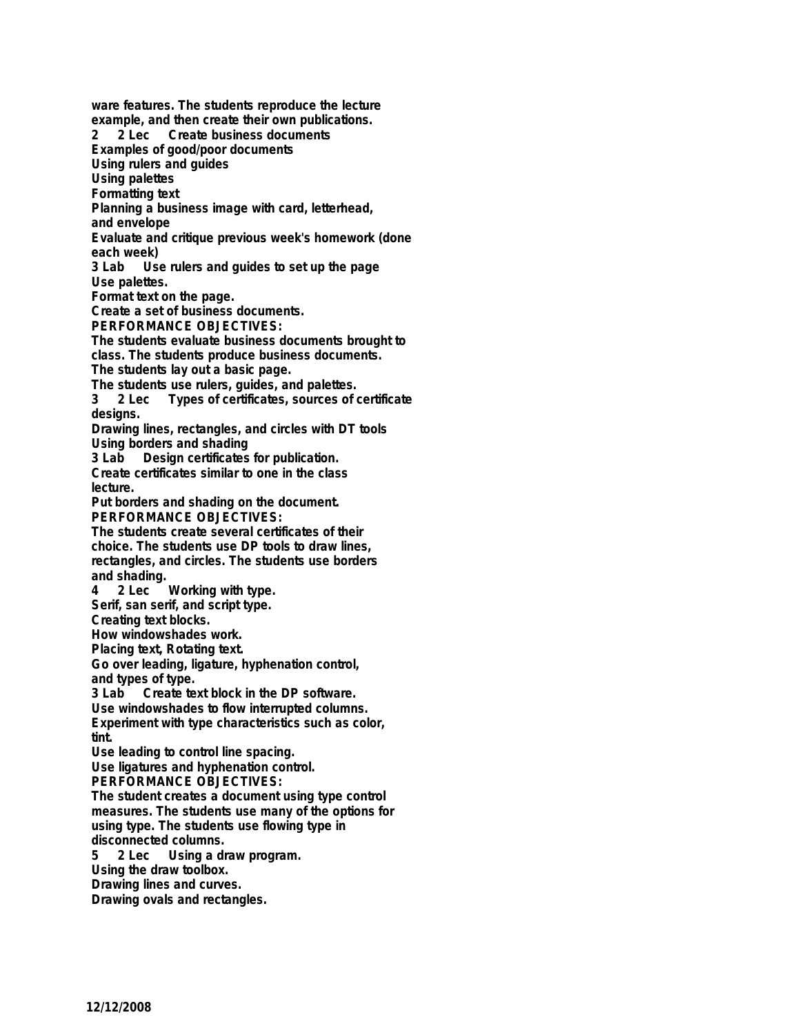ware features. The students reproduce the lecture example, and then create their own publications.

2 2 Lec Create business documents
Examples of good/poor documents
Using rulers and guides
Using palettes
Formatting text
Planning a business image with card, letterhead, and envelope
Evaluate and critique previous week's homework (done each week)

3 Lab Use rulers and guides to set up the page
Use palettes.
Format text on the page.
Create a set of business documents.

PERFORMANCE OBJECTIVES:
The students evaluate business documents brought to class. The students produce business documents.
The students lay out a basic page.
The students use rulers, guides, and palettes.

3 2 Lec Types of certificates, sources of certificate designs.
Drawing lines, rectangles, and circles with DT tools
Using borders and shading

3 Lab Design certificates for publication.
Create certificates similar to one in the class lecture.
Put borders and shading on the document.

PERFORMANCE OBJECTIVES:
The students create several certificates of their choice. The students use DP tools to draw lines, rectangles, and circles. The students use borders and shading.

4 2 Lec Working with type.
Serif, san serif, and script type.
Creating text blocks.
How windowshades work.
Placing text, Rotating text.
Go over leading, ligature, hyphenation control, and types of type.

3 Lab Create text block in the DP software.
Use windowshades to flow interrupted columns.
Experiment with type characteristics such as color, tint.
Use leading to control line spacing.
Use ligatures and hyphenation control.

PERFORMANCE OBJECTIVES:
The student creates a document using type control measures. The students use many of the options for using type. The students use flowing type in disconnected columns.

5 2 Lec Using a draw program.
Using the draw toolbox.
Drawing lines and curves.
Drawing ovals and rectangles.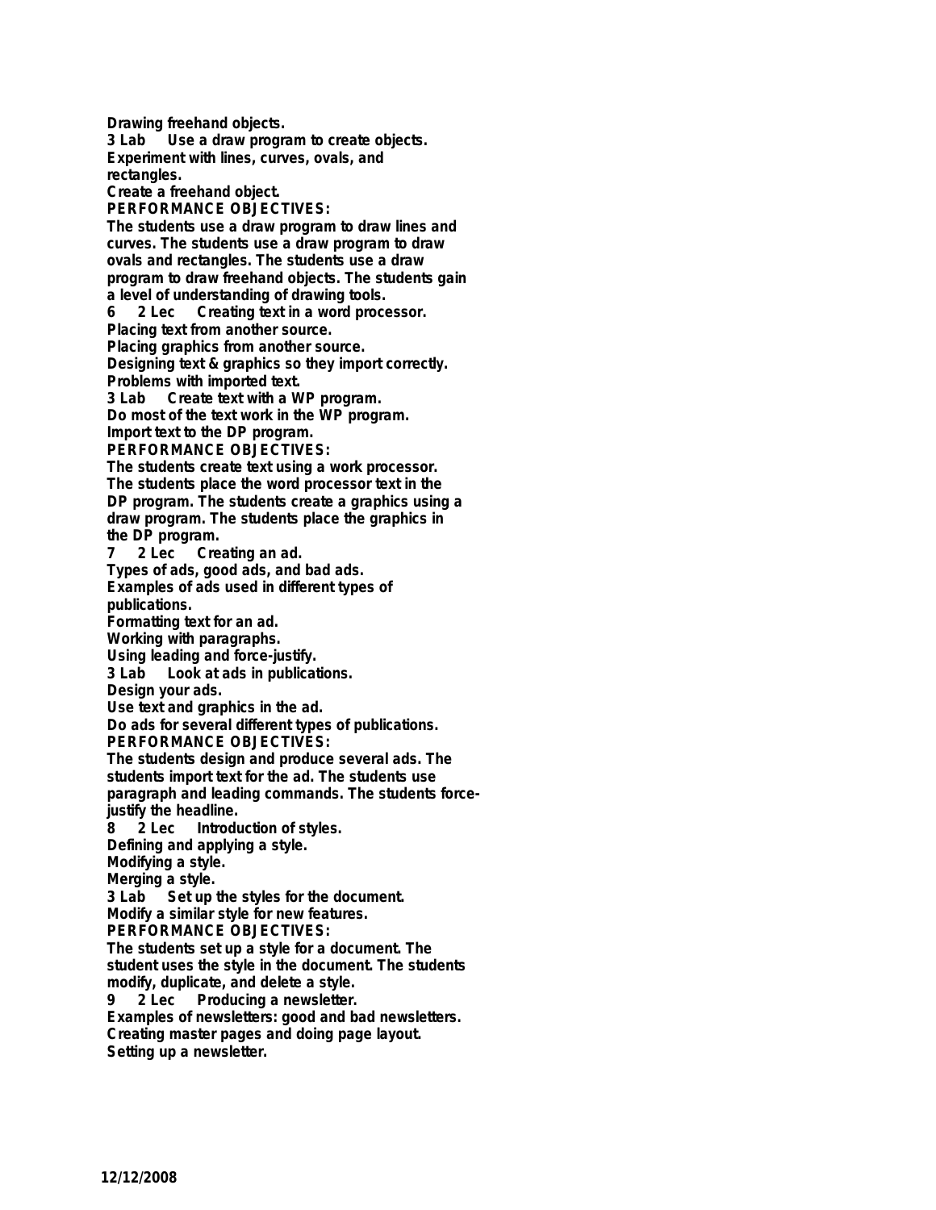**Drawing freehand objects.**
**3 Lab Use a draw program to create objects.**
**Experiment with lines, curves, ovals, and rectangles.**
**Create a freehand object.**
**PERFORMANCE OBJECTIVES:**
**The students use a draw program to draw lines and curves. The students use a draw program to draw ovals and rectangles. The students use a draw program to draw freehand objects. The students gain a level of understanding of drawing tools.**
**6 2 Lec Creating text in a word processor.**
**Placing text from another source.**
**Placing graphics from another source.**
**Designing text & graphics so they import correctly.**
**Problems with imported text.**
**3 Lab Create text with a WP program.**
**Do most of the text work in the WP program.**
**Import text to the DP program.**
**PERFORMANCE OBJECTIVES:**
**The students create text using a work processor. The students place the word processor text in the DP program. The students create a graphics using a draw program. The students place the graphics in the DP program.**
**7 2 Lec Creating an ad.**
**Types of ads, good ads, and bad ads.**
**Examples of ads used in different types of publications.**
**Formatting text for an ad.**
**Working with paragraphs.**
**Using leading and force-justify.**
**3 Lab Look at ads in publications.**
**Design your ads.**
**Use text and graphics in the ad.**
**Do ads for several different types of publications.**
**PERFORMANCE OBJECTIVES:**
**The students design and produce several ads. The students import text for the ad. The students use paragraph and leading commands. The students force-justify the headline.**
**8 2 Lec Introduction of styles.**
**Defining and applying a style.**
**Modifying a style.**
**Merging a style.**
**3 Lab Set up the styles for the document.**
**Modify a similar style for new features.**
**PERFORMANCE OBJECTIVES:**
**The students set up a style for a document. The student uses the style in the document. The students modify, duplicate, and delete a style.**
**9 2 Lec Producing a newsletter.**
**Examples of newsletters: good and bad newsletters.**
**Creating master pages and doing page layout.**
**Setting up a newsletter.**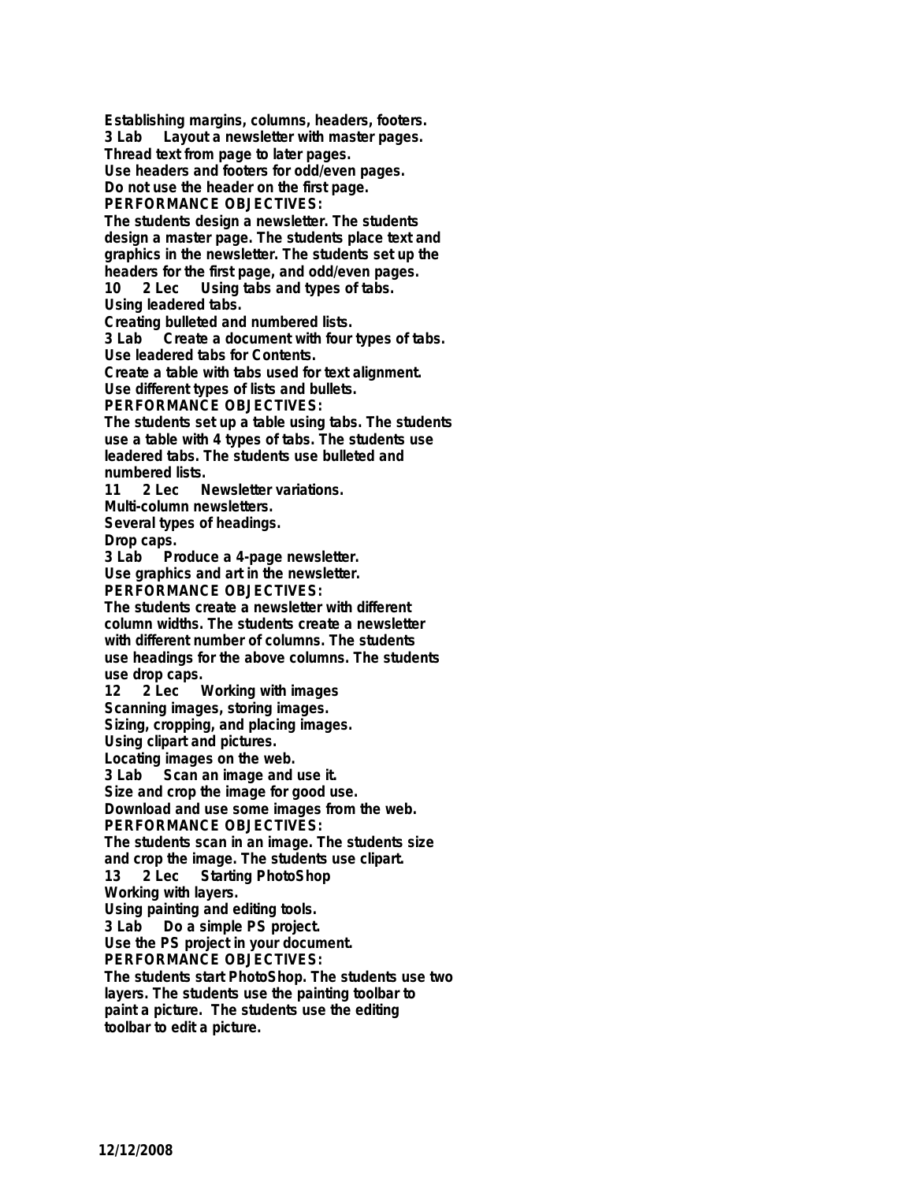Establishing margins, columns, headers, footers.
3 Lab Layout a newsletter with master pages.
Thread text from page to later pages.
Use headers and footers for odd/even pages.
Do not use the header on the first page.
PERFORMANCE OBJECTIVES:
The students design a newsletter. The students design a master page. The students place text and graphics in the newsletter. The students set up the headers for the first page, and odd/even pages.
10 2 Lec Using tabs and types of tabs.
Using leadered tabs.
Creating bulleted and numbered lists.
3 Lab Create a document with four types of tabs.
Use leadered tabs for Contents.
Create a table with tabs used for text alignment.
Use different types of lists and bullets.
PERFORMANCE OBJECTIVES:
The students set up a table using tabs. The students use a table with 4 types of tabs. The students use leadered tabs. The students use bulleted and numbered lists.
11 2 Lec Newsletter variations.
Multi-column newsletters.
Several types of headings.
Drop caps.
3 Lab Produce a 4-page newsletter.
Use graphics and art in the newsletter.
PERFORMANCE OBJECTIVES:
The students create a newsletter with different column widths. The students create a newsletter with different number of columns. The students use headings for the above columns. The students use drop caps.
12 2 Lec Working with images
Scanning images, storing images.
Sizing, cropping, and placing images.
Using clipart and pictures.
Locating images on the web.
3 Lab Scan an image and use it.
Size and crop the image for good use.
Download and use some images from the web.
PERFORMANCE OBJECTIVES:
The students scan in an image. The students size and crop the image. The students use clipart.
13 2 Lec Starting PhotoShop
Working with layers.
Using painting and editing tools.
3 Lab Do a simple PS project.
Use the PS project in your document.
PERFORMANCE OBJECTIVES:
The students start PhotoShop. The students use two layers. The students use the painting toolbar to paint a picture. The students use the editing toolbar to edit a picture.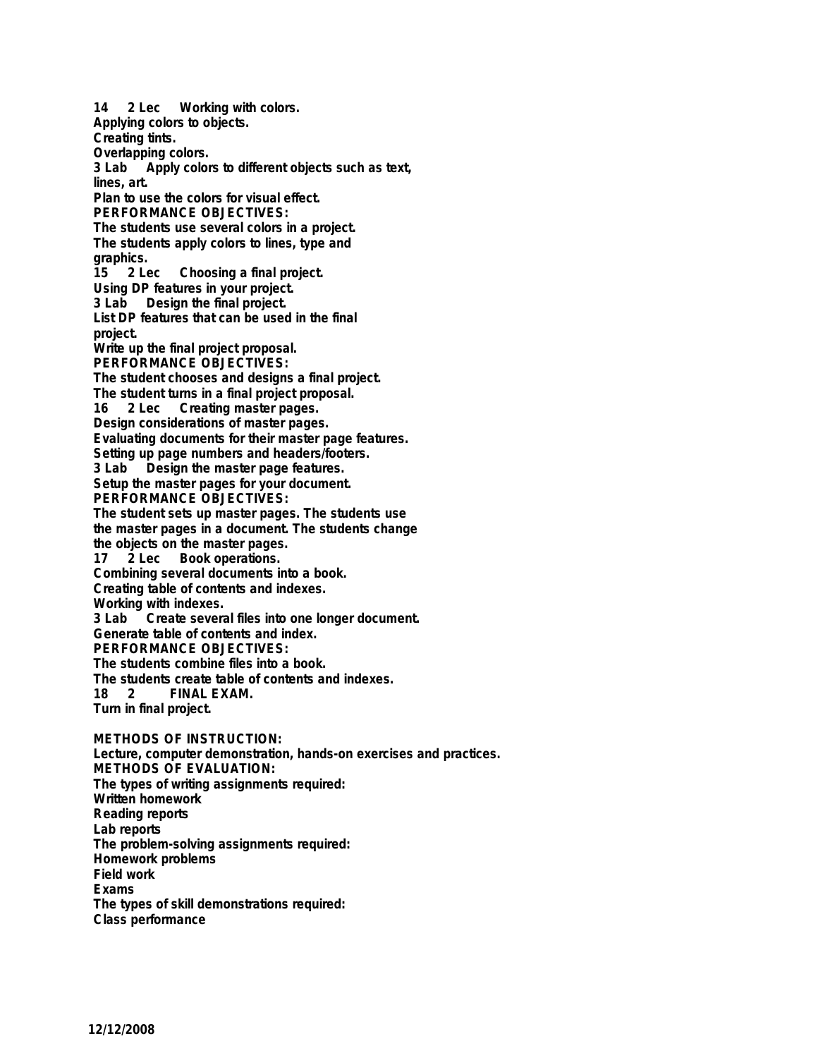14 2 Lec Working with colors.
Applying colors to objects.
Creating tints.
Overlapping colors.
3 Lab Apply colors to different objects such as text, lines, art.
Plan to use the colors for visual effect.
PERFORMANCE OBJECTIVES:
The students use several colors in a project.
The students apply colors to lines, type and graphics.
15 2 Lec Choosing a final project.
Using DP features in your project.
3 Lab Design the final project.
List DP features that can be used in the final project.
Write up the final project proposal.
PERFORMANCE OBJECTIVES:
The student chooses and designs a final project.
The student turns in a final project proposal.
16 2 Lec Creating master pages.
Design considerations of master pages.
Evaluating documents for their master page features.
Setting up page numbers and headers/footers.
3 Lab Design the master page features.
Setup the master pages for your document.
PERFORMANCE OBJECTIVES:
The student sets up master pages. The students use the master pages in a document. The students change the objects on the master pages.
17 2 Lec Book operations.
Combining several documents into a book.
Creating table of contents and indexes.
Working with indexes.
3 Lab Create several files into one longer document.
Generate table of contents and index.
PERFORMANCE OBJECTIVES:
The students combine files into a book.
The students create table of contents and indexes.
18 2 FINAL EXAM.
Turn in final project.

METHODS OF INSTRUCTION:
Lecture, computer demonstration, hands-on exercises and practices.
METHODS OF EVALUATION:
The types of writing assignments required:
Written homework
Reading reports
Lab reports
The problem-solving assignments required:
Homework problems
Field work
Exams
The types of skill demonstrations required:
Class performance

12/12/2008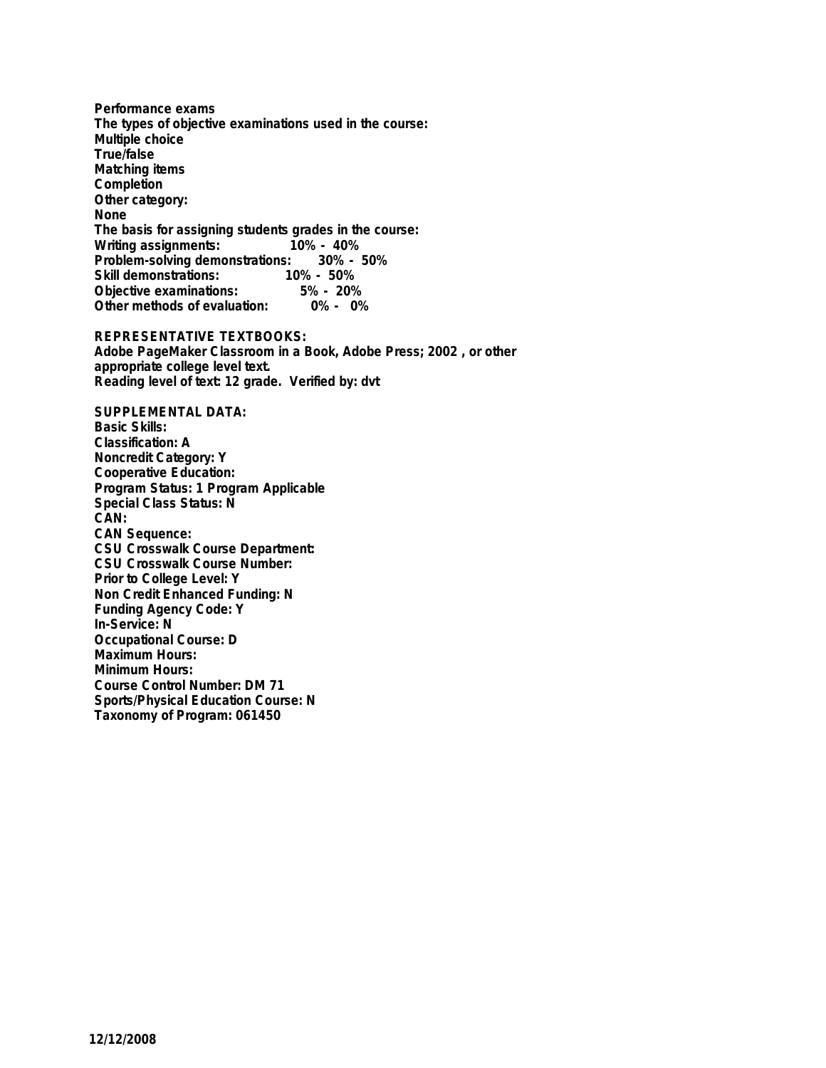Performance exams
The types of objective examinations used in the course:
Multiple choice
True/false
Matching items
Completion
Other category:
None
The basis for assigning students grades in the course:
Writing assignments: 10% - 40%
Problem-solving demonstrations: 30% - 50%
Skill demonstrations: 10% - 50%
Objective examinations: 5% - 20%
Other methods of evaluation: 0% - 0%

REPRESENTATIVE TEXTBOOKS:
Adobe PageMaker Classroom in a Book, Adobe Press; 2002 , or other appropriate college level text.
Reading level of text: 12 grade. Verified by: dvt

SUPPLEMENTAL DATA:
Basic Skills:
Classification: A
Noncredit Category: Y
Cooperative Education:
Program Status: 1 Program Applicable
Special Class Status: N
CAN:
CAN Sequence:
CSU Crosswalk Course Department:
CSU Crosswalk Course Number:
Prior to College Level: Y
Non Credit Enhanced Funding: N
Funding Agency Code: Y
In-Service: N
Occupational Course: D
Maximum Hours:
Minimum Hours:
Course Control Number: DM 71
Sports/Physical Education Course: N
Taxonomy of Program: 061450